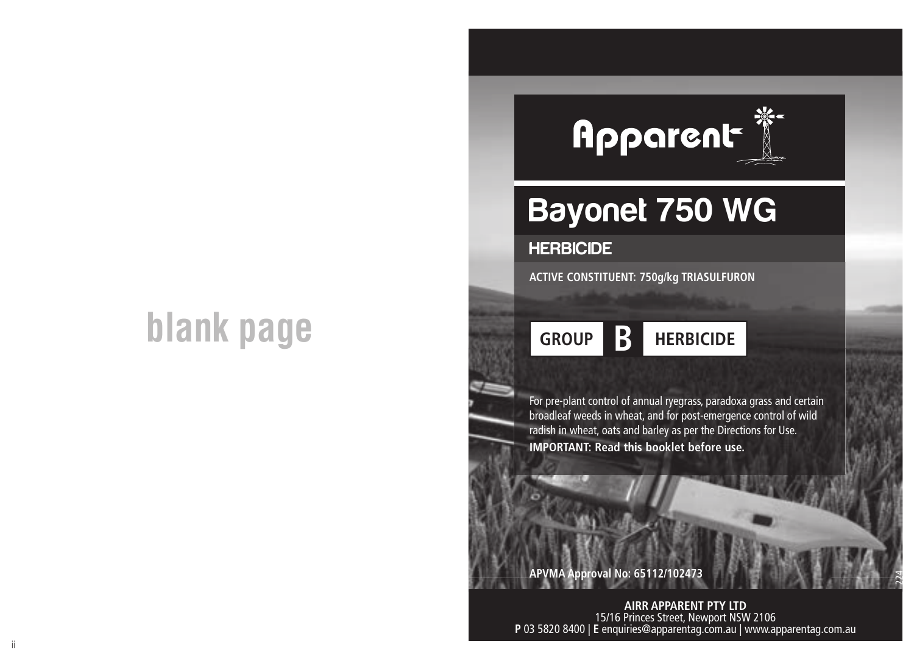blank page

# Apparent

# Bayonet 750 WG

## HERBICIDE

**ACTIVE CONSTITUENT: 750g/kg TRIASULFURON**

**GROUP B HERBICIDE**

For pre-plant control of annual ryegrass, paradoxa grass and certain broadleaf weeds in wheat, and for post-emergence control of wild radish in wheat, oats and barley as per the Directions for Use.

**IMPORTANT: Read this booklet before use.**

**APVMA Approval No: 65112/102473**

**AIRR APPARENT PTY LTD**
15/16 Princes Street, Newport NSW 2106
**P** 03 5820 8400 | **E** enquiries@apparentag.com.au | www.apparentag.com.au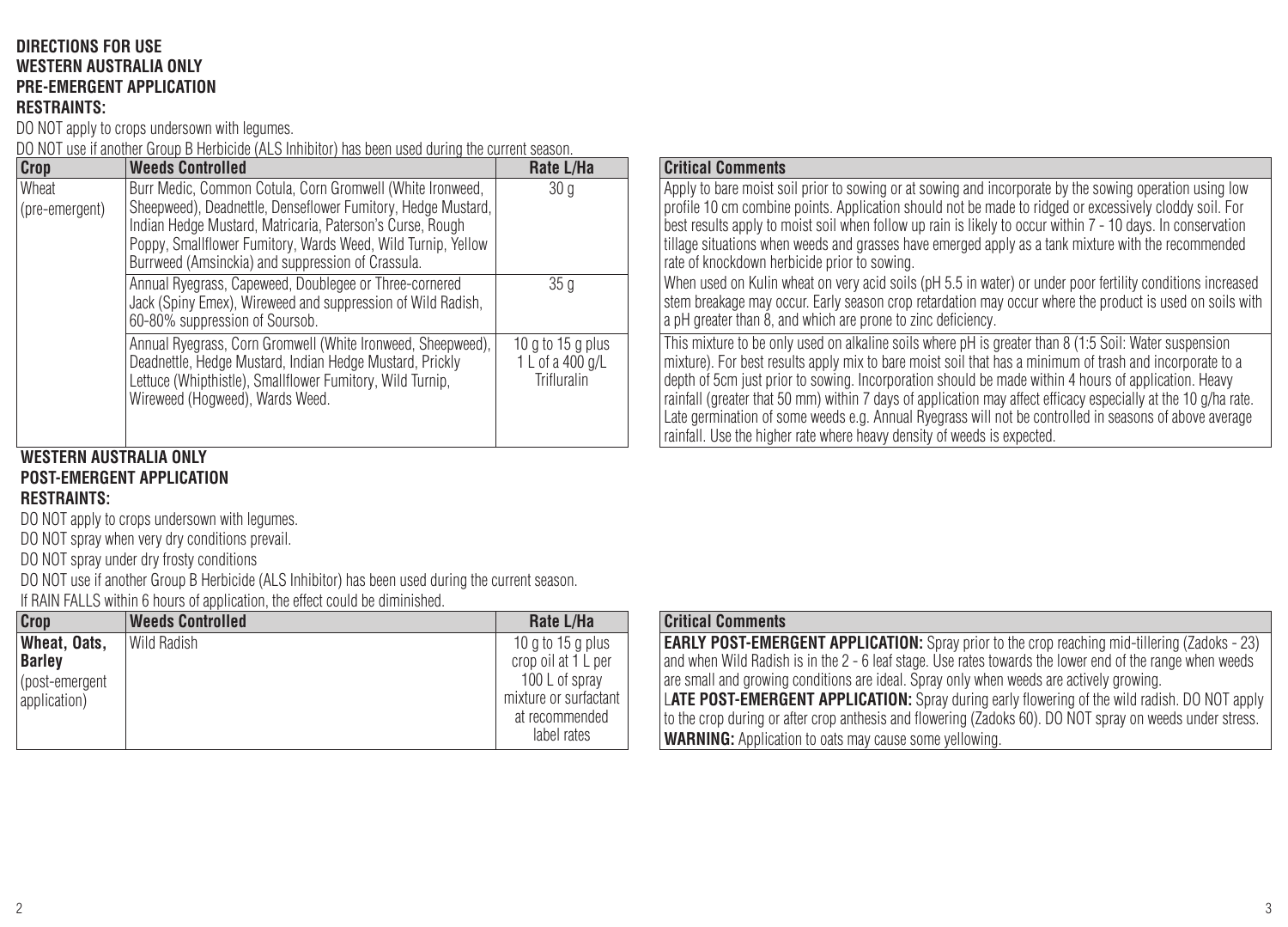**DIRECTIONS FOR USE**
**WESTERN AUSTRALIA ONLY**
**PRE-EMERGENT APPLICATION**
**RESTRAINTS:**

DO NOT apply to crops undersown with legumes.

DO NOT use if another Group B Herbicide (ALS Inhibitor) has been used during the current season.

| Crop | Weeds Controlled | Rate L/Ha | Critical Comments |
|---|---|---|---|
| Wheat (pre-emergent) | Burr Medic, Common Cotula, Corn Gromwell (White Ironweed, Sheepweed), Deadnettle, Denseflower Fumitory, Hedge Mustard, Indian Hedge Mustard, Matricaria, Paterson's Curse, Rough Poppy, Smallflower Fumitory, Wards Weed, Wild Turnip, Yellow Burrweed (Amsinckia) and suppression of Crassula. | 30 g | Apply to bare moist soil prior to sowing or at sowing and incorporate by the sowing operation using low profile 10 cm combine points. Application should not be made to ridged or excessively cloddy soil. For best results apply to moist soil when follow up rain is likely to occur within 7 - 10 days. In conservation tillage situations when weeds and grasses have emerged apply as a tank mixture with the recommended rate of knockdown herbicide prior to sowing. When used on Kulin wheat on very acid soils (pH 5.5 in water) or under poor fertility conditions increased stem breakage may occur. Early season crop retardation may occur where the product is used on soils with a pH greater than 8, and which are prone to zinc deficiency. |
| | Annual Ryegrass, Capeweed, Doublegee or Three-cornered Jack (Spiny Emex), Wireweed and suppression of Wild Radish, 60-80% suppression of Soursob. | 35 g | |
| | Annual Ryegrass, Corn Gromwell (White Ironweed, Sheepweed), Deadnettle, Hedge Mustard, Indian Hedge Mustard, Prickly Lettuce (Whipthistle), Smallflower Fumitory, Wild Turnip, Wireweed (Hogweed), Wards Weed. | 10 g to 15 g plus 1 L of a 400 g/L Trifluralin | This mixture to be only used on alkaline soils where pH is greater than 8 (1:5 Soil: Water suspension mixture). For best results apply mix to bare moist soil that has a minimum of trash and incorporate to a depth of 5cm just prior to sowing. Incorporation should be made within 4 hours of application. Heavy rainfall (greater that 50 mm) within 7 days of application may affect efficacy especially at the 10 g/ha rate. Late germination of some weeds e.g. Annual Ryegrass will not be controlled in seasons of above average rainfall. Use the higher rate where heavy density of weeds is expected. |

**WESTERN AUSTRALIA ONLY**
**POST-EMERGENT APPLICATION**
**RESTRAINTS:**

DO NOT apply to crops undersown with legumes.

DO NOT spray when very dry conditions prevail.

DO NOT spray under dry frosty conditions

DO NOT use if another Group B Herbicide (ALS Inhibitor) has been used during the current season.

If RAIN FALLS within 6 hours of application, the effect could be diminished.

| Crop | Weeds Controlled | Rate L/Ha | Critical Comments |
|---|---|---|---|
| **Wheat, Oats, Barley** (post-emergent application) | Wild Radish | 10 g to 15 g plus crop oil at 1 L per 100 L of spray mixture or surfactant at recommended label rates | **EARLY POST-EMERGENT APPLICATION:** Spray prior to the crop reaching mid-tillering (Zadoks - 23) and when Wild Radish is in the 2 - 6 leaf stage. Use rates towards the lower end of the range when weeds are small and growing conditions are ideal. Spray only when weeds are actively growing. **LATE POST-EMERGENT APPLICATION:** Spray during early flowering of the wild radish. DO NOT apply to the crop during or after crop anthesis and flowering (Zadoks 60). DO NOT spray on weeds under stress. **WARNING:** Application to oats may cause some yellowing. |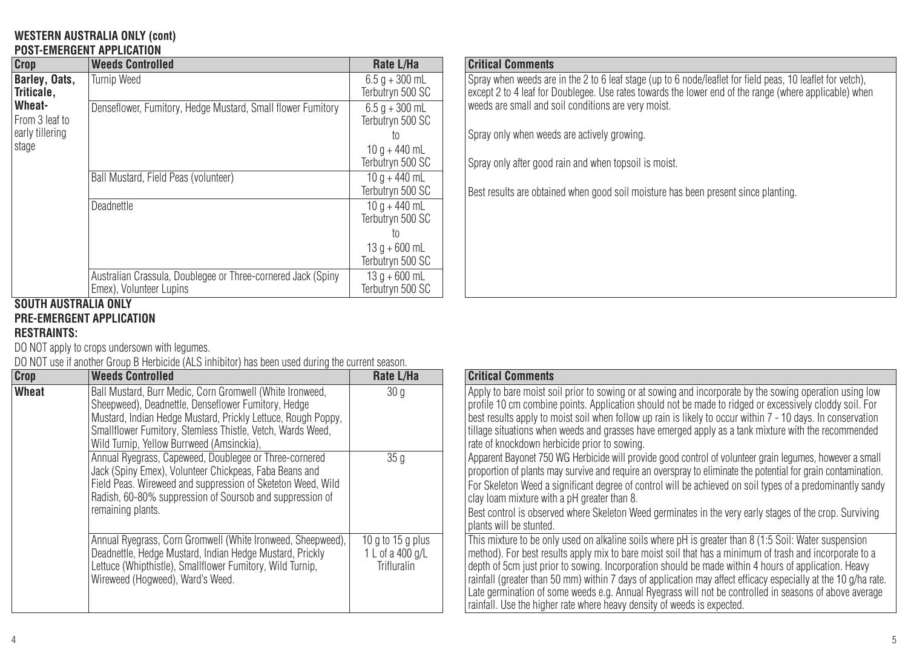## WESTERN AUSTRALIA ONLY (cont)

### POST-EMERGENT APPLICATION

| Crop | Weeds Controlled | Rate L/Ha | Critical Comments |
|---|---|---|---|
| **Barley, Oats, Triticale, Wheat-** From 3 leaf to early tillering stage | Turnip Weed | 6.5 g + 300 mL Terbutryn 500 SC | Spray when weeds are in the 2 to 6 leaf stage (up to 6 node/leaflet for field peas, 10 leaflet for vetch), except 2 to 4 leaf for Doublegee. Use rates towards the lower end of the range (where applicable) when weeds are small and soil conditions are very moist.<br><br>Spray only when weeds are actively growing.<br><br>Spray only after good rain and when topsoil is moist.<br><br>Best results are obtained when good soil moisture has been present since planting. |
| | Denseflower, Fumitory, Hedge Mustard, Small flower Fumitory | 6.5 g + 300 mL Terbutryn 500 SC to 10 g + 440 mL Terbutryn 500 SC | |
| | Ball Mustard, Field Peas (volunteer) | 10 g + 440 mL Terbutryn 500 SC | |
| | Deadnettle | 10 g + 440 mL Terbutryn 500 SC to 13 g + 600 mL Terbutryn 500 SC | |
| | Australian Crassula, Doublegee or Three-cornered Jack (Spiny Emex), Volunteer Lupins | 13 g + 600 mL Terbutryn 500 SC | |

## SOUTH AUSTRALIA ONLY

### PRE-EMERGENT APPLICATION

**RESTRAINTS:**

DO NOT apply to crops undersown with legumes.

DO NOT use if another Group B Herbicide (ALS inhibitor) has been used during the current season.

| Crop | Weeds Controlled | Rate L/Ha | Critical Comments |
|---|---|---|---|
| **Wheat** | Ball Mustard, Burr Medic, Corn Gromwell (White Ironweed, Sheepweed), Deadnettle, Denseflower Fumitory, Hedge Mustard, Indian Hedge Mustard, Prickly Lettuce, Rough Poppy, Smallflower Fumitory, Stemless Thistle, Vetch, Wards Weed, Wild Turnip, Yellow Burrweed (Amsinckia), | 30 g | Apply to bare moist soil prior to sowing or at sowing and incorporate by the sowing operation using low profile 10 cm combine points. Application should not be made to ridged or excessively cloddy soil. For best results apply to moist soil when follow up rain is likely to occur within 7 - 10 days. In conservation tillage situations when weeds and grasses have emerged apply as a tank mixture with the recommended rate of knockdown herbicide prior to sowing. |
| | Annual Ryegrass, Capeweed, Doublegee or Three-cornered Jack (Spiny Emex), Volunteer Chickpeas, Faba Beans and Field Peas. Wireweed and suppression of Sketeton Weed, Wild Radish, 60-80% suppression of Soursob and suppression of remaining plants. | 35 g | Apparent Bayonet 750 WG Herbicide will provide good control of volunteer grain legumes, however a small proportion of plants may survive and require an overspray to eliminate the potential for grain contamination. For Skeleton Weed a significant degree of control will be achieved on soil types of a predominantly sandy clay loam mixture with a pH greater than 8.<br>Best control is observed where Skeleton Weed germinates in the very early stages of the crop. Surviving plants will be stunted. |
| | Annual Ryegrass, Corn Gromwell (White Ironweed, Sheepweed), Deadnettle, Hedge Mustard, Indian Hedge Mustard, Prickly Lettuce (Whipthistle), Smallflower Fumitory, Wild Turnip, Wireweed (Hogweed), Ward's Weed. | 10 g to 15 g plus 1 L of a 400 g/L Trifluralin | This mixture to be only used on alkaline soils where pH is greater than 8 (1:5 Soil: Water suspension method). For best results apply mix to bare moist soil that has a minimum of trash and incorporate to a depth of 5cm just prior to sowing. Incorporation should be made within 4 hours of application. Heavy rainfall (greater than 50 mm) within 7 days of application may affect efficacy especially at the 10 g/ha rate. Late germination of some weeds e.g. Annual Ryegrass will not be controlled in seasons of above average rainfall. Use the higher rate where heavy density of weeds is expected. |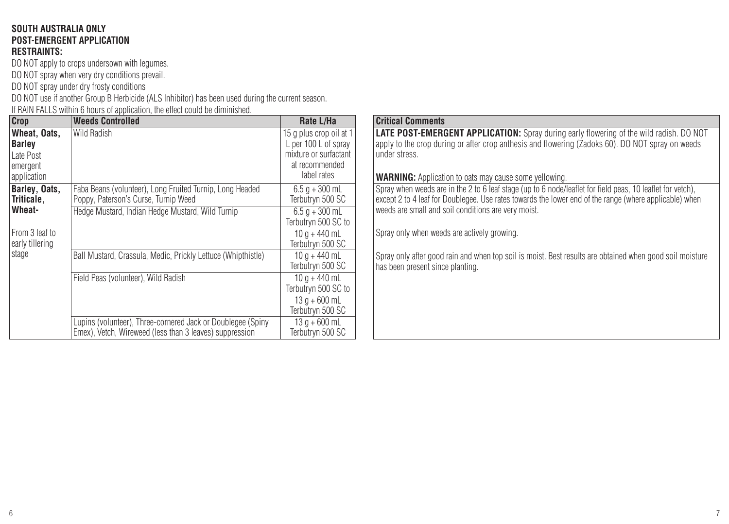**SOUTH AUSTRALIA ONLY**
**POST-EMERGENT APPLICATION**
**RESTRAINTS:**

DO NOT apply to crops undersown with legumes.
DO NOT spray when very dry conditions prevail.
DO NOT spray under dry frosty conditions
DO NOT use if another Group B Herbicide (ALS Inhibitor) has been used during the current season.
If RAIN FALLS within 6 hours of application, the effect could be diminished.

| Crop | Weeds Controlled | Rate L/Ha | Critical Comments |
|---|---|---|---|
| **Wheat, Oats, Barley** Late Post emergent application | Wild Radish | 15 g plus crop oil at 1 L per 100 L of spray mixture or surfactant at recommended label rates | **LATE POST-EMERGENT APPLICATION:** Spray during early flowering of the wild radish. DO NOT apply to the crop during or after crop anthesis and flowering (Zadoks 60). DO NOT spray on weeds under stress. **WARNING:** Application to oats may cause some yellowing. |
| **Barley, Oats, Triticale, Wheat-** From 3 leaf to early tillering stage | Faba Beans (volunteer), Long Fruited Turnip, Long Headed Poppy, Paterson's Curse, Turnip Weed | 6.5 g + 300 mL Terbutryn 500 SC | Spray when weeds are in the 2 to 6 leaf stage (up to 6 node/leaflet for field peas, 10 leaflet for vetch), except 2 to 4 leaf for Doublegee. Use rates towards the lower end of the range (where applicable) when weeds are small and soil conditions are very moist. Spray only when weeds are actively growing. Spray only after good rain and when top soil is moist. Best results are obtained when good soil moisture has been present since planting. |
| | Hedge Mustard, Indian Hedge Mustard, Wild Turnip | 6.5 g + 300 mL Terbutryn 500 SC to 10 g + 440 mL Terbutryn 500 SC | |
| | Ball Mustard, Crassula, Medic, Prickly Lettuce (Whipthistle) | 10 g + 440 mL Terbutryn 500 SC | |
| | Field Peas (volunteer), Wild Radish | 10 g + 440 mL Terbutryn 500 SC to 13 g + 600 mL Terbutryn 500 SC | |
| | Lupins (volunteer), Three-cornered Jack or Doublegee (Spiny Emex), Vetch, Wireweed (less than 3 leaves) suppression | 13 g + 600 mL Terbutryn 500 SC | |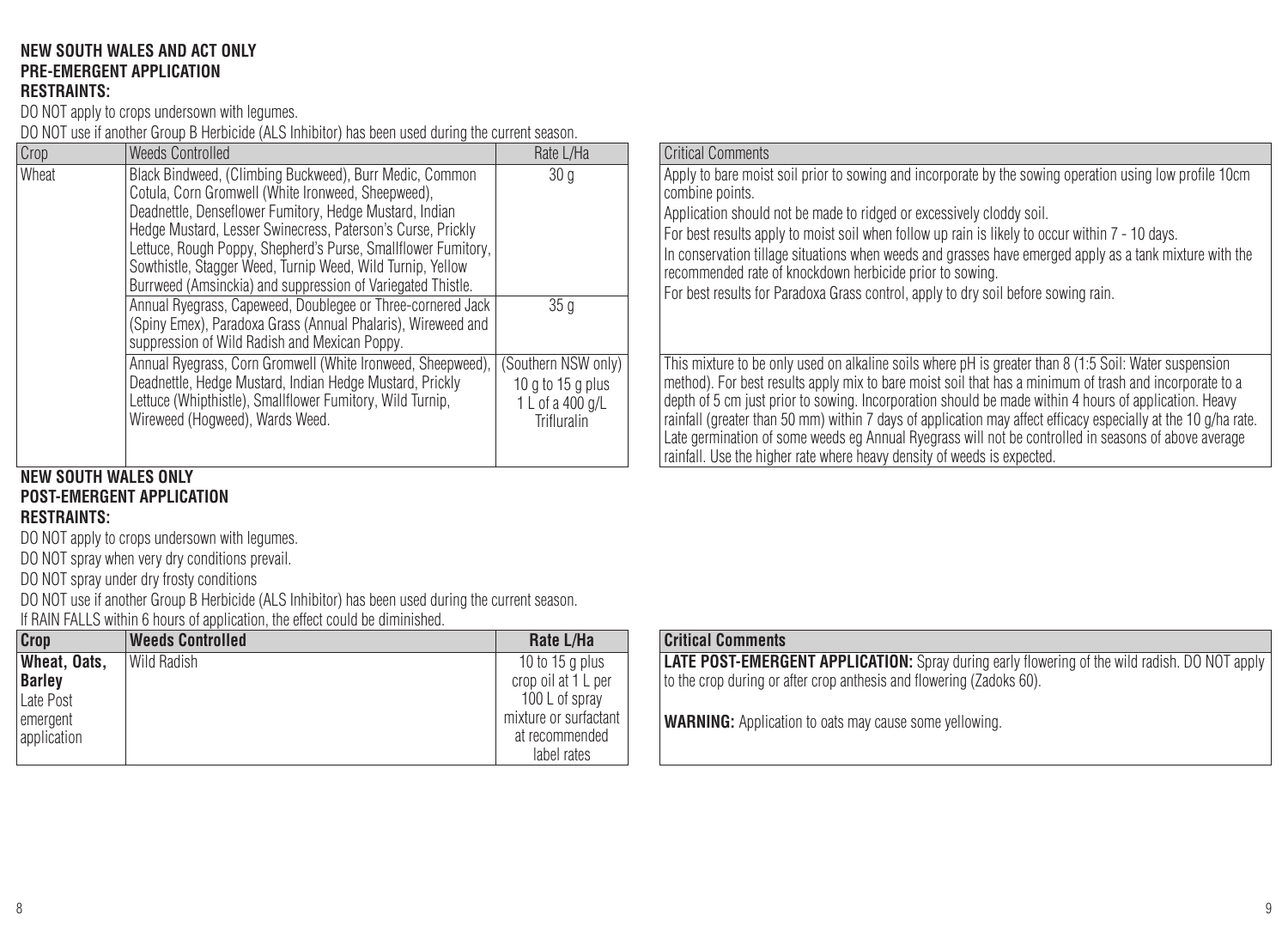**NEW SOUTH WALES AND ACT ONLY**
**PRE-EMERGENT APPLICATION**
**RESTRAINTS:**

DO NOT apply to crops undersown with legumes.

DO NOT use if another Group B Herbicide (ALS Inhibitor) has been used during the current season.

| Crop | Weeds Controlled | Rate L/Ha | Critical Comments |
|---|---|---|---|
| Wheat | Black Bindweed, (Climbing Buckweed), Burr Medic, Common Cotula, Corn Gromwell (White Ironweed, Sheepweed), Deadnettle, Denseflower Fumitory, Hedge Mustard, Indian Hedge Mustard, Lesser Swinecress, Paterson's Curse, Prickly Lettuce, Rough Poppy, Shepherd's Purse, Smallflower Fumitory, Sowthistle, Stagger Weed, Turnip Weed, Wild Turnip, Yellow Burrweed (Amsinckia) and suppression of Variegated Thistle. | 30 g | Apply to bare moist soil prior to sowing and incorporate by the sowing operation using low profile 10cm combine points. Application should not be made to ridged or excessively cloddy soil. For best results apply to moist soil when follow up rain is likely to occur within 7 - 10 days. In conservation tillage situations when weeds and grasses have emerged apply as a tank mixture with the recommended rate of knockdown herbicide prior to sowing. For best results for Paradoxa Grass control, apply to dry soil before sowing rain. |
| | Annual Ryegrass, Capeweed, Doublegee or Three-cornered Jack (Spiny Emex), Paradoxa Grass (Annual Phalaris), Wireweed and suppression of Wild Radish and Mexican Poppy. | 35 g | |
| | Annual Ryegrass, Corn Gromwell (White Ironweed, Sheepweed), Deadnettle, Hedge Mustard, Indian Hedge Mustard, Prickly Lettuce (Whipthistle), Smallflower Fumitory, Wild Turnip, Wireweed (Hogweed), Wards Weed. | (Southern NSW only) 10 g to 15 g plus 1 L of a 400 g/L Trifluralin | This mixture to be only used on alkaline soils where pH is greater than 8 (1:5 Soil: Water suspension method). For best results apply mix to bare moist soil that has a minimum of trash and incorporate to a depth of 5 cm just prior to sowing. Incorporation should be made within 4 hours of application. Heavy rainfall (greater than 50 mm) within 7 days of application may affect efficacy especially at the 10 g/ha rate. Late germination of some weeds eg Annual Ryegrass will not be controlled in seasons of above average rainfall. Use the higher rate where heavy density of weeds is expected. |

**NEW SOUTH WALES ONLY**
**POST-EMERGENT APPLICATION**
**RESTRAINTS:**

DO NOT apply to crops undersown with legumes.

DO NOT spray when very dry conditions prevail.

DO NOT spray under dry frosty conditions

DO NOT use if another Group B Herbicide (ALS Inhibitor) has been used during the current season.

If RAIN FALLS within 6 hours of application, the effect could be diminished.

| Crop | Weeds Controlled | Rate L/Ha | Critical Comments |
|---|---|---|---|
| **Wheat, Oats, Barley** Late Post emergent application | Wild Radish | 10 to 15 g plus crop oil at 1 L per 100 L of spray mixture or surfactant at recommended label rates | **LATE POST-EMERGENT APPLICATION:** Spray during early flowering of the wild radish. DO NOT apply to the crop during or after crop anthesis and flowering (Zadoks 60). **WARNING:** Application to oats may cause some yellowing. |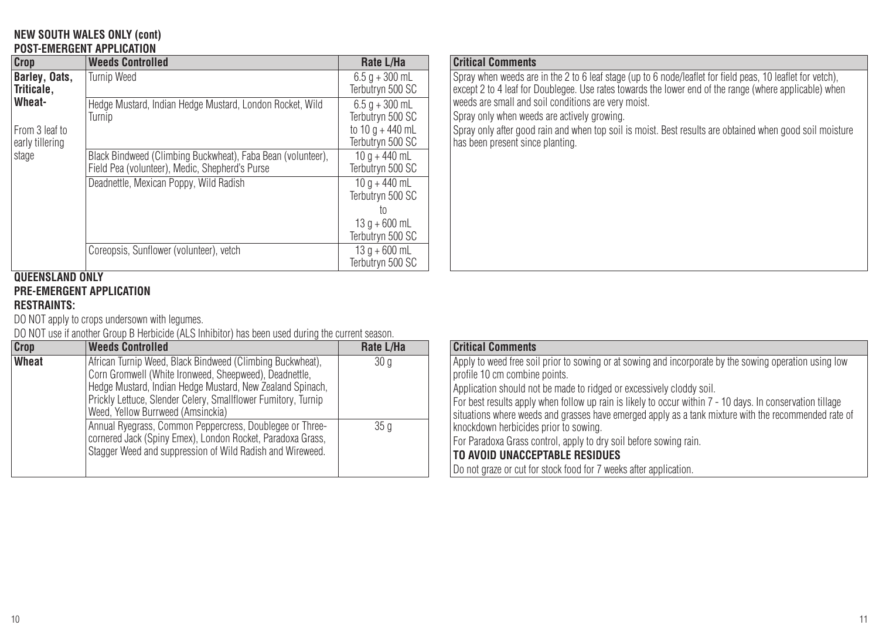**NEW SOUTH WALES ONLY (cont)**

**POST-EMERGENT APPLICATION**

| Crop | Weeds Controlled | Rate L/Ha |
|---|---|---|
| **Barley, Oats, Triticale, Wheat-** From 3 leaf to early tillering stage | Turnip Weed | 6.5 g + 300 mL Terbutryn 500 SC |
| | Hedge Mustard, Indian Hedge Mustard, London Rocket, Wild Turnip | 6.5 g + 300 mL Terbutryn 500 SC to 10 g + 440 mL Terbutryn 500 SC |
| | Black Bindweed (Climbing Buckwheat), Faba Bean (volunteer), Field Pea (volunteer), Medic, Shepherd's Purse | 10 g + 440 mL Terbutryn 500 SC |
| | Deadnettle, Mexican Poppy, Wild Radish | 10 g + 440 mL Terbutryn 500 SC to 13 g + 600 mL Terbutryn 500 SC |
| | Coreopsis, Sunflower (volunteer), vetch | 13 g + 600 mL Terbutryn 500 SC |

| Critical Comments |
|---|
| Spray when weeds are in the 2 to 6 leaf stage (up to 6 node/leaflet for field peas, 10 leaflet for vetch), except 2 to 4 leaf for Doublegee. Use rates towards the lower end of the range (where applicable) when weeds are small and soil conditions are very moist.<br>Spray only when weeds are actively growing.<br>Spray only after good rain and when top soil is moist. Best results are obtained when good soil moisture has been present since planting. |

**QUEENSLAND ONLY**

**PRE-EMERGENT APPLICATION**

**RESTRAINTS:**

DO NOT apply to crops undersown with legumes.

DO NOT use if another Group B Herbicide (ALS Inhibitor) has been used during the current season.

| Crop | Weeds Controlled | Rate L/Ha |
|---|---|---|
| **Wheat** | African Turnip Weed, Black Bindweed (Climbing Buckwheat), Corn Gromwell (White Ironweed, Sheepweed), Deadnettle, Hedge Mustard, Indian Hedge Mustard, New Zealand Spinach, Prickly Lettuce, Slender Celery, Smallflower Fumitory, Turnip Weed, Yellow Burrweed (Amsinckia) | 30 g |
| | Annual Ryegrass, Common Peppercress, Doublegee or Three-cornered Jack (Spiny Emex), London Rocket, Paradoxa Grass, Stagger Weed and suppression of Wild Radish and Wireweed. | 35 g |

| Critical Comments |
|---|
| Apply to weed free soil prior to sowing or at sowing and incorporate by the sowing operation using low profile 10 cm combine points.<br>Application should not be made to ridged or excessively cloddy soil.<br>For best results apply when follow up rain is likely to occur within 7 - 10 days. In conservation tillage situations where weeds and grasses have emerged apply as a tank mixture with the recommended rate of knockdown herbicides prior to sowing.<br>For Paradoxa Grass control, apply to dry soil before sowing rain.<br>**TO AVOID UNACCEPTABLE RESIDUES**<br>Do not graze or cut for stock food for 7 weeks after application. |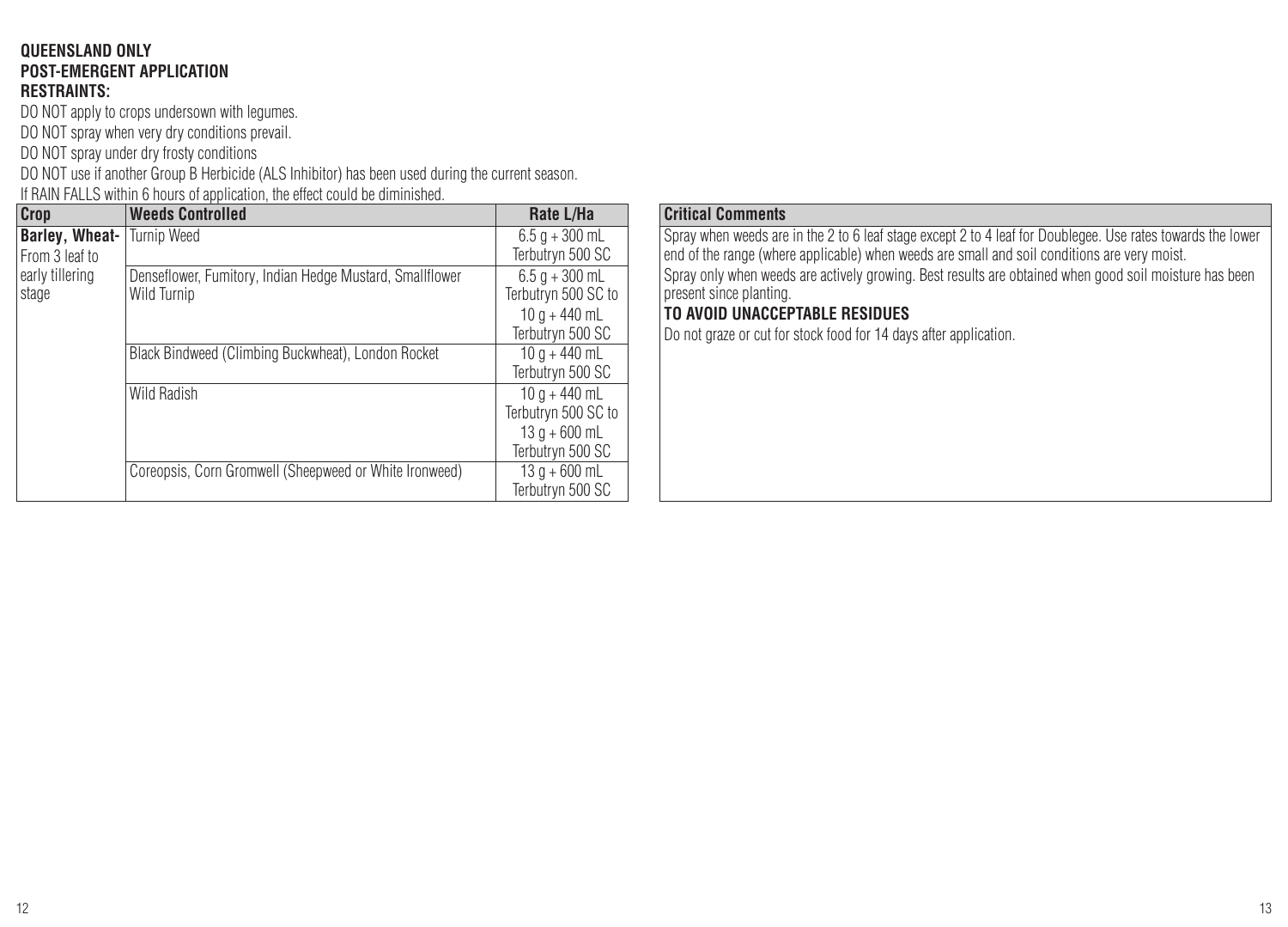**QUEENSLAND ONLY**
**POST-EMERGENT APPLICATION**
**RESTRAINTS:**

DO NOT apply to crops undersown with legumes.
DO NOT spray when very dry conditions prevail.
DO NOT spray under dry frosty conditions
DO NOT use if another Group B Herbicide (ALS Inhibitor) has been used during the current season.
If RAIN FALLS within 6 hours of application, the effect could be diminished.

| Crop | Weeds Controlled | Rate L/Ha |
|---|---|---|
| **Barley, Wheat-** From 3 leaf to early tillering stage | Turnip Weed | 6.5 g + 300 mL Terbutryn 500 SC |
| | Denseflower, Fumitory, Indian Hedge Mustard, Smallflower Wild Turnip | 6.5 g + 300 mL Terbutryn 500 SC to 10 g + 440 mL Terbutryn 500 SC |
| | Black Bindweed (Climbing Buckwheat), London Rocket | 10 g + 440 mL Terbutryn 500 SC |
| | Wild Radish | 10 g + 440 mL Terbutryn 500 SC to 13 g + 600 mL Terbutryn 500 SC |
| | Coreopsis, Corn Gromwell (Sheepweed or White Ironweed) | 13 g + 600 mL Terbutryn 500 SC |

| Critical Comments |
|---|
| Spray when weeds are in the 2 to 6 leaf stage except 2 to 4 leaf for Doublegee. Use rates towards the lower end of the range (where applicable) when weeds are small and soil conditions are very moist. Spray only when weeds are actively growing. Best results are obtained when good soil moisture has been present since planting. **TO AVOID UNACCEPTABLE RESIDUES** Do not graze or cut for stock food for 14 days after application. |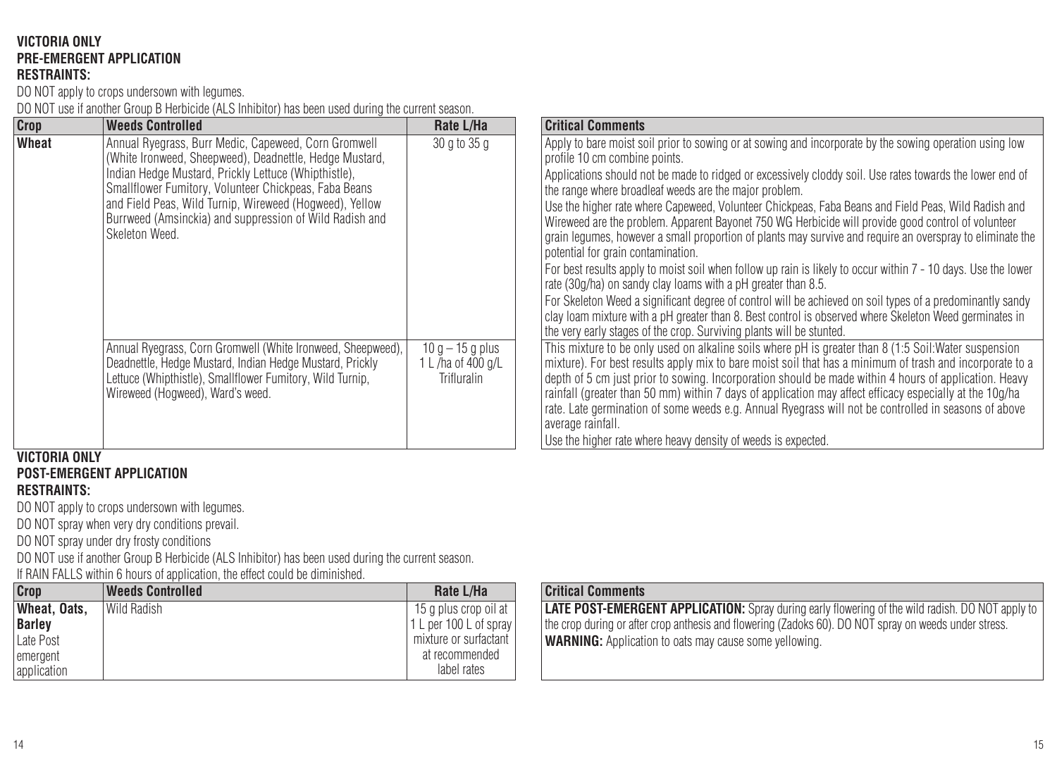**VICTORIA ONLY**
**PRE-EMERGENT APPLICATION**
**RESTRAINTS:**

DO NOT apply to crops undersown with legumes.

DO NOT use if another Group B Herbicide (ALS Inhibitor) has been used during the current season.

| Crop | Weeds Controlled | Rate L/Ha | Critical Comments |
|---|---|---|---|
| Wheat | Annual Ryegrass, Burr Medic, Capeweed, Corn Gromwell (White Ironweed, Sheepweed), Deadnettle, Hedge Mustard, Indian Hedge Mustard, Prickly Lettuce (Whipthistle), Smallflower Fumitory, Volunteer Chickpeas, Faba Beans and Field Peas, Wild Turnip, Wireweed (Hogweed), Yellow Burrweed (Amsinckia) and suppression of Wild Radish and Skeleton Weed. | 30 g to 35 g | Apply to bare moist soil prior to sowing or at sowing and incorporate by the sowing operation using low profile 10 cm combine points.<br>Applications should not be made to ridged or excessively cloddy soil. Use rates towards the lower end of the range where broadleaf weeds are the major problem.<br>Use the higher rate where Capeweed, Volunteer Chickpeas, Faba Beans and Field Peas, Wild Radish and Wireweed are the problem. Apparent Bayonet 750 WG Herbicide will provide good control of volunteer grain legumes, however a small proportion of plants may survive and require an overspray to eliminate the potential for grain contamination.<br>For best results apply to moist soil when follow up rain is likely to occur within 7 - 10 days. Use the lower rate (30g/ha) on sandy clay loams with a pH greater than 8.5.<br>For Skeleton Weed a significant degree of control will be achieved on soil types of a predominantly sandy clay loam mixture with a pH greater than 8. Best control is observed where Skeleton Weed germinates in the very early stages of the crop. Surviving plants will be stunted. |
| | Annual Ryegrass, Corn Gromwell (White Ironweed, Sheepweed), Deadnettle, Hedge Mustard, Indian Hedge Mustard, Prickly Lettuce (Whipthistle), Smallflower Fumitory, Wild Turnip, Wireweed (Hogweed), Ward's weed. | 10 g – 15 g plus 1 L /ha of 400 g/L Trifluralin | This mixture to be only used on alkaline soils where pH is greater than 8 (1:5 Soil:Water suspension mixture). For best results apply mix to bare moist soil that has a minimum of trash and incorporate to a depth of 5 cm just prior to sowing. Incorporation should be made within 4 hours of application. Heavy rainfall (greater than 50 mm) within 7 days of application may affect efficacy especially at the 10g/ha rate. Late germination of some weeds e.g. Annual Ryegrass will not be controlled in seasons of above average rainfall.<br>Use the higher rate where heavy density of weeds is expected. |

**VICTORIA ONLY**
**POST-EMERGENT APPLICATION**
**RESTRAINTS:**

DO NOT apply to crops undersown with legumes.

DO NOT spray when very dry conditions prevail.

DO NOT spray under dry frosty conditions

DO NOT use if another Group B Herbicide (ALS Inhibitor) has been used during the current season.

If RAIN FALLS within 6 hours of application, the effect could be diminished.

| Crop | Weeds Controlled | Rate L/Ha | Critical Comments |
|---|---|---|---|
| **Wheat, Oats, Barley** Late Post emergent application | Wild Radish | 15 g plus crop oil at 1 L per 100 L of spray mixture or surfactant at recommended label rates | **LATE POST-EMERGENT APPLICATION:** Spray during early flowering of the wild radish. DO NOT apply to the crop during or after crop anthesis and flowering (Zadoks 60). DO NOT spray on weeds under stress.<br>**WARNING:** Application to oats may cause some yellowing. |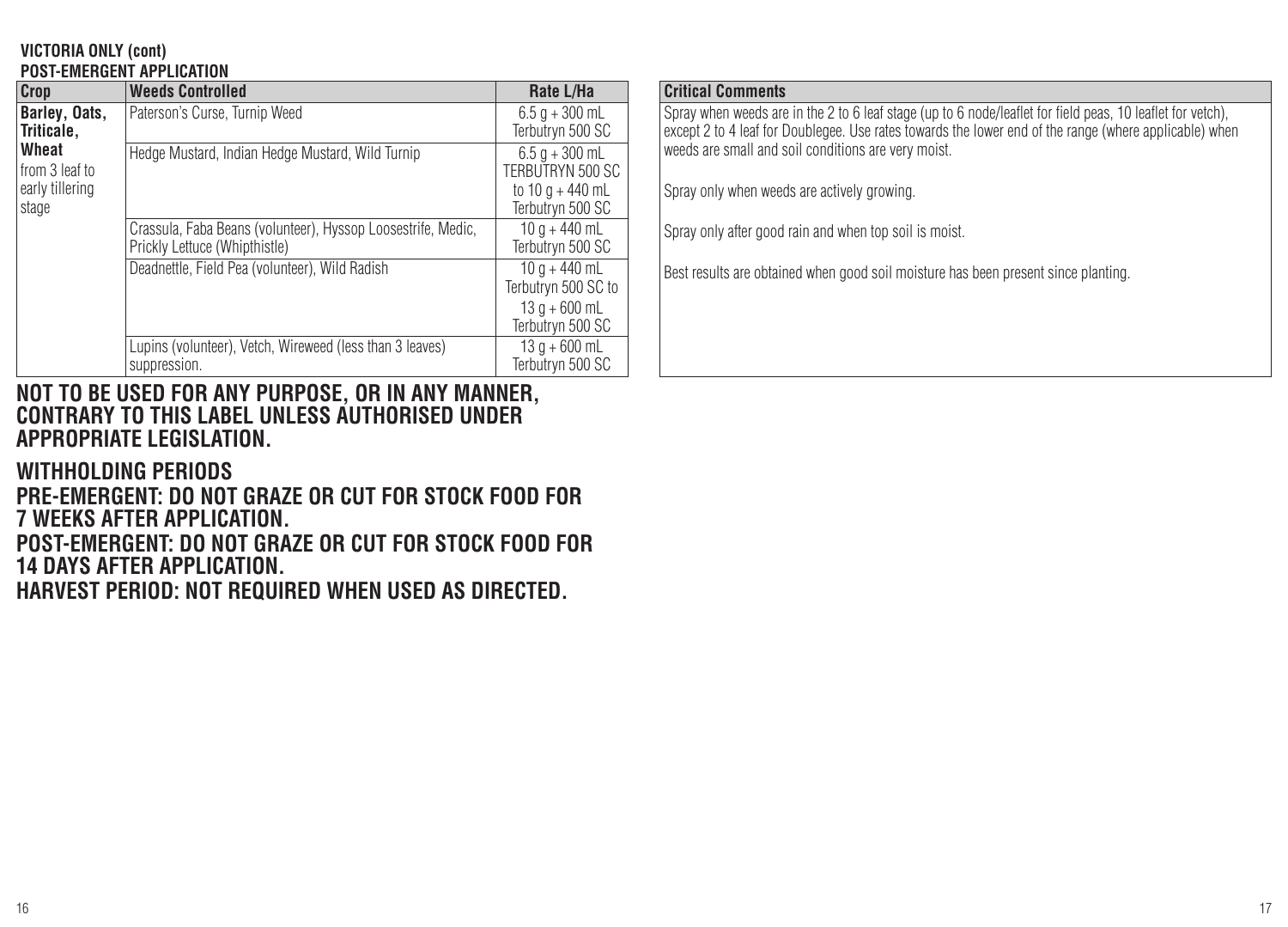**VICTORIA ONLY (cont)**
**POST-EMERGENT APPLICATION**

| Crop | Weeds Controlled | Rate L/Ha |
|---|---|---|
| **Barley, Oats, Triticale, Wheat** from 3 leaf to early tillering stage | Paterson's Curse, Turnip Weed | 6.5 g + 300 mL Terbutryn 500 SC |
| | Hedge Mustard, Indian Hedge Mustard, Wild Turnip | 6.5 g + 300 mL TERBUTRYN 500 SC to 10 g + 440 mL Terbutryn 500 SC |
| | Crassula, Faba Beans (volunteer), Hyssop Loosestrife, Medic, Prickly Lettuce (Whipthistle) | 10 g + 440 mL Terbutryn 500 SC |
| | Deadnettle, Field Pea (volunteer), Wild Radish | 10 g + 440 mL Terbutryn 500 SC to 13 g + 600 mL Terbutryn 500 SC |
| | Lupins (volunteer), Vetch, Wireweed (less than 3 leaves) suppression. | 13 g + 600 mL Terbutryn 500 SC |

| Critical Comments |
|---|
| Spray when weeds are in the 2 to 6 leaf stage (up to 6 node/leaflet for field peas, 10 leaflet for vetch), except 2 to 4 leaf for Doublegee. Use rates towards the lower end of the range (where applicable) when weeds are small and soil conditions are very moist.<br><br>Spray only when weeds are actively growing.<br><br>Spray only after good rain and when top soil is moist.<br><br>Best results are obtained when good soil moisture has been present since planting. |

**NOT TO BE USED FOR ANY PURPOSE, OR IN ANY MANNER, CONTRARY TO THIS LABEL UNLESS AUTHORISED UNDER APPROPRIATE LEGISLATION.**

**WITHHOLDING PERIODS**

**PRE-EMERGENT: DO NOT GRAZE OR CUT FOR STOCK FOOD FOR 7 WEEKS AFTER APPLICATION.**

**POST-EMERGENT: DO NOT GRAZE OR CUT FOR STOCK FOOD FOR 14 DAYS AFTER APPLICATION.**

**HARVEST PERIOD: NOT REQUIRED WHEN USED AS DIRECTED.**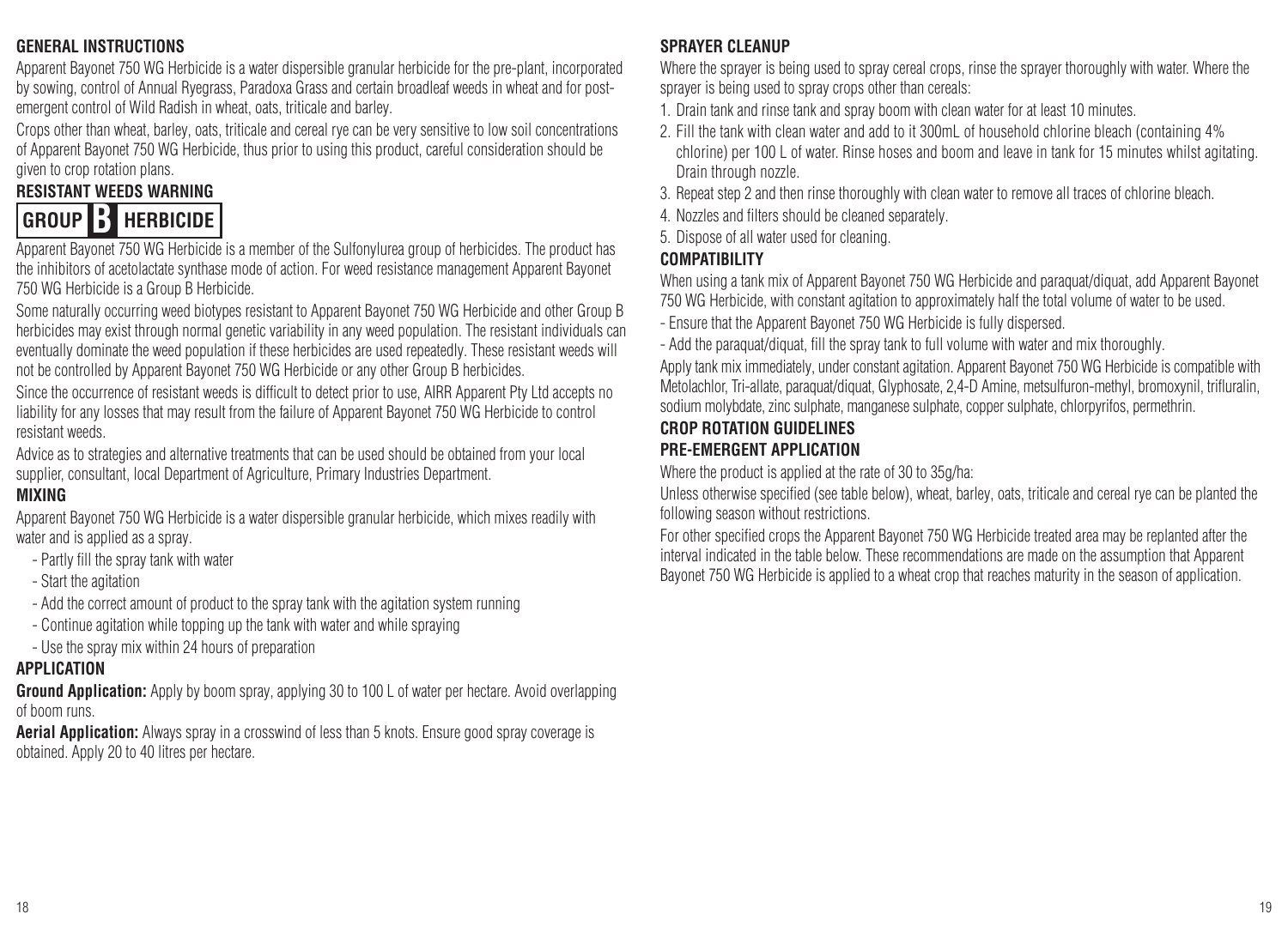## GENERAL INSTRUCTIONS

Apparent Bayonet 750 WG Herbicide is a water dispersible granular herbicide for the pre-plant, incorporated by sowing, control of Annual Ryegrass, Paradoxa Grass and certain broadleaf weeds in wheat and for post-emergent control of Wild Radish in wheat, oats, triticale and barley.

Crops other than wheat, barley, oats, triticale and cereal rye can be very sensitive to low soil concentrations of Apparent Bayonet 750 WG Herbicide, thus prior to using this product, careful consideration should be given to crop rotation plans.

## RESISTANT WEEDS WARNING

**GROUP B HERBICIDE**

Apparent Bayonet 750 WG Herbicide is a member of the Sulfonylurea group of herbicides. The product has the inhibitors of acetolactate synthase mode of action. For weed resistance management Apparent Bayonet 750 WG Herbicide is a Group B Herbicide.

Some naturally occurring weed biotypes resistant to Apparent Bayonet 750 WG Herbicide and other Group B herbicides may exist through normal genetic variability in any weed population. The resistant individuals can eventually dominate the weed population if these herbicides are used repeatedly. These resistant weeds will not be controlled by Apparent Bayonet 750 WG Herbicide or any other Group B herbicides.

Since the occurrence of resistant weeds is difficult to detect prior to use, AIRR Apparent Pty Ltd accepts no liability for any losses that may result from the failure of Apparent Bayonet 750 WG Herbicide to control resistant weeds.

Advice as to strategies and alternative treatments that can be used should be obtained from your local supplier, consultant, local Department of Agriculture, Primary Industries Department.

## MIXING

Apparent Bayonet 750 WG Herbicide is a water dispersible granular herbicide, which mixes readily with water and is applied as a spray.

- Partly fill the spray tank with water
- Start the agitation
- Add the correct amount of product to the spray tank with the agitation system running
- Continue agitation while topping up the tank with water and while spraying
- Use the spray mix within 24 hours of preparation

## APPLICATION

**Ground Application:** Apply by boom spray, applying 30 to 100 L of water per hectare. Avoid overlapping of boom runs.

**Aerial Application:** Always spray in a crosswind of less than 5 knots. Ensure good spray coverage is obtained. Apply 20 to 40 litres per hectare.

## SPRAYER CLEANUP

Where the sprayer is being used to spray cereal crops, rinse the sprayer thoroughly with water. Where the sprayer is being used to spray crops other than cereals:

1. Drain tank and rinse tank and spray boom with clean water for at least 10 minutes.
2. Fill the tank with clean water and add to it 300mL of household chlorine bleach (containing 4% chlorine) per 100 L of water. Rinse hoses and boom and leave in tank for 15 minutes whilst agitating. Drain through nozzle.
3. Repeat step 2 and then rinse thoroughly with clean water to remove all traces of chlorine bleach.
4. Nozzles and filters should be cleaned separately.
5. Dispose of all water used for cleaning.

## COMPATIBILITY

When using a tank mix of Apparent Bayonet 750 WG Herbicide and paraquat/diquat, add Apparent Bayonet 750 WG Herbicide, with constant agitation to approximately half the total volume of water to be used.

- Ensure that the Apparent Bayonet 750 WG Herbicide is fully dispersed.
- Add the paraquat/diquat, fill the spray tank to full volume with water and mix thoroughly.

Apply tank mix immediately, under constant agitation. Apparent Bayonet 750 WG Herbicide is compatible with Metolachlor, Tri-allate, paraquat/diquat, Glyphosate, 2,4-D Amine, metsulfuron-methyl, bromoxynil, trifluralin, sodium molybdate, zinc sulphate, manganese sulphate, copper sulphate, chlorpyrifos, permethrin.

## CROP ROTATION GUIDELINES

### PRE-EMERGENT APPLICATION

Where the product is applied at the rate of 30 to 35g/ha:

Unless otherwise specified (see table below), wheat, barley, oats, triticale and cereal rye can be planted the following season without restrictions.

For other specified crops the Apparent Bayonet 750 WG Herbicide treated area may be replanted after the interval indicated in the table below. These recommendations are made on the assumption that Apparent Bayonet 750 WG Herbicide is applied to a wheat crop that reaches maturity in the season of application.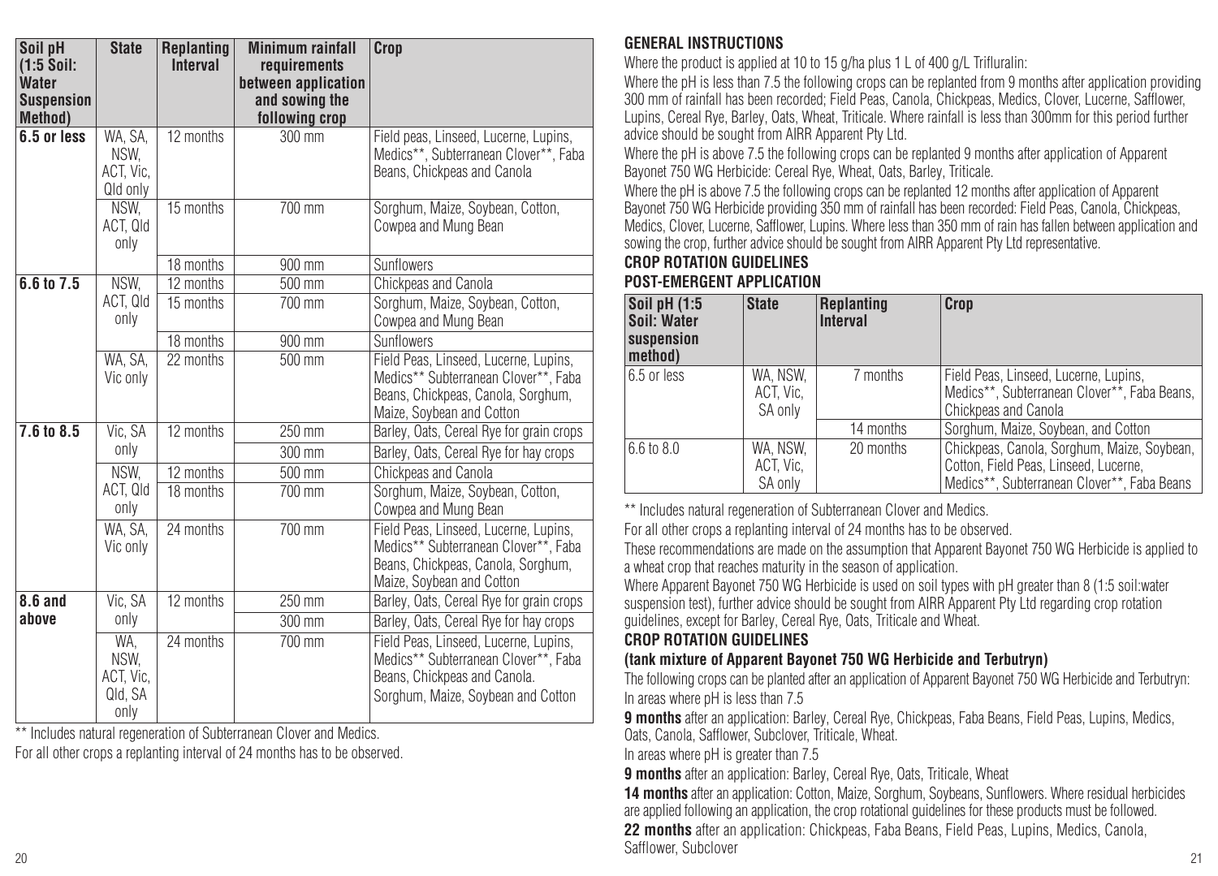| Soil pH (1:5 Soil: Water Suspension Method) | State | Replanting Interval | Minimum rainfall requirements between application and sowing the following crop | Crop |
|---|---|---|---|---|
| 6.5 or less | WA, SA, NSW, ACT, Vic, Qld only | 12 months | 300 mm | Field peas, Linseed, Lucerne, Lupins, Medics**, Subterranean Clover**, Faba Beans, Chickpeas and Canola |
| | NSW, ACT, Qld only | 15 months | 700 mm | Sorghum, Maize, Soybean, Cotton, Cowpea and Mung Bean |
| | | 18 months | 900 mm | Sunflowers |
| 6.6 to 7.5 | NSW, ACT, Qld only | 12 months | 500 mm | Chickpeas and Canola |
| | | 15 months | 700 mm | Sorghum, Maize, Soybean, Cotton, Cowpea and Mung Bean |
| | | 18 months | 900 mm | Sunflowers |
| | WA, SA, Vic only | 22 months | 500 mm | Field Peas, Linseed, Lucerne, Lupins, Medics** Subterranean Clover**, Faba Beans, Chickpeas, Canola, Sorghum, Maize, Soybean and Cotton |
| 7.6 to 8.5 | Vic, SA only | 12 months | 250 mm | Barley, Oats, Cereal Rye for grain crops |
| | | | 300 mm | Barley, Oats, Cereal Rye for hay crops |
| | NSW, ACT, Qld only | 12 months | 500 mm | Chickpeas and Canola |
| | | 18 months | 700 mm | Sorghum, Maize, Soybean, Cotton, Cowpea and Mung Bean |
| | WA, SA, Vic only | 24 months | 700 mm | Field Peas, Linseed, Lucerne, Lupins, Medics** Subterranean Clover**, Faba Beans, Chickpeas, Canola, Sorghum, Maize, Soybean and Cotton |
| 8.6 and above | Vic, SA only | 12 months | 250 mm | Barley, Oats, Cereal Rye for grain crops |
| | | | 300 mm | Barley, Oats, Cereal Rye for hay crops |
| | WA, NSW, ACT, Vic, Qld, SA only | 24 months | 700 mm | Field Peas, Linseed, Lucerne, Lupins, Medics** Subterranean Clover**, Faba Beans, Chickpeas and Canola. Sorghum, Maize, Soybean and Cotton |

** Includes natural regeneration of Subterranean Clover and Medics.

For all other crops a replanting interval of 24 months has to be observed.

## GENERAL INSTRUCTIONS

Where the product is applied at 10 to 15 g/ha plus 1 L of 400 g/L Trifluralin:

Where the pH is less than 7.5 the following crops can be replanted from 9 months after application providing 300 mm of rainfall has been recorded; Field Peas, Canola, Chickpeas, Medics, Clover, Lucerne, Safflower, Lupins, Cereal Rye, Barley, Oats, Wheat, Triticale. Where rainfall is less than 300mm for this period further advice should be sought from AIRR Apparent Pty Ltd.

Where the pH is above 7.5 the following crops can be replanted 9 months after application of Apparent Bayonet 750 WG Herbicide: Cereal Rye, Wheat, Oats, Barley, Triticale.

Where the pH is above 7.5 the following crops can be replanted 12 months after application of Apparent Bayonet 750 WG Herbicide providing 350 mm of rainfall has been recorded: Field Peas, Canola, Chickpeas, Medics, Clover, Lucerne, Safflower, Lupins. Where less than 350 mm of rain has fallen between application and sowing the crop, further advice should be sought from AIRR Apparent Pty Ltd representative.

## CROP ROTATION GUIDELINES

## POST-EMERGENT APPLICATION

| Soil pH (1:5 Soil: Water suspension method) | State | Replanting Interval | Crop |
|---|---|---|---|
| 6.5 or less | WA, NSW, ACT, Vic, SA only | 7 months | Field Peas, Linseed, Lucerne, Lupins, Medics**, Subterranean Clover**, Faba Beans, Chickpeas and Canola |
| | | 14 months | Sorghum, Maize, Soybean, and Cotton |
| 6.6 to 8.0 | WA, NSW, ACT, Vic, SA only | 20 months | Chickpeas, Canola, Sorghum, Maize, Soybean, Cotton, Field Peas, Linseed, Lucerne, Medics**, Subterranean Clover**, Faba Beans |

** Includes natural regeneration of Subterranean Clover and Medics.

For all other crops a replanting interval of 24 months has to be observed.

These recommendations are made on the assumption that Apparent Bayonet 750 WG Herbicide is applied to a wheat crop that reaches maturity in the season of application.

Where Apparent Bayonet 750 WG Herbicide is used on soil types with pH greater than 8 (1:5 soil:water suspension test), further advice should be sought from AIRR Apparent Pty Ltd regarding crop rotation guidelines, except for Barley, Cereal Rye, Oats, Triticale and Wheat.

## CROP ROTATION GUIDELINES

### (tank mixture of Apparent Bayonet 750 WG Herbicide and Terbutryn)

The following crops can be planted after an application of Apparent Bayonet 750 WG Herbicide and Terbutryn:

In areas where pH is less than 7.5

**9 months** after an application: Barley, Cereal Rye, Chickpeas, Faba Beans, Field Peas, Lupins, Medics, Oats, Canola, Safflower, Subclover, Triticale, Wheat.

In areas where pH is greater than 7.5

**9 months** after an application: Barley, Cereal Rye, Oats, Triticale, Wheat

**14 months** after an application: Cotton, Maize, Sorghum, Soybeans, Sunflowers. Where residual herbicides are applied following an application, the crop rotational guidelines for these products must be followed.

**22 months** after an application: Chickpeas, Faba Beans, Field Peas, Lupins, Medics, Canola, Safflower, Subclover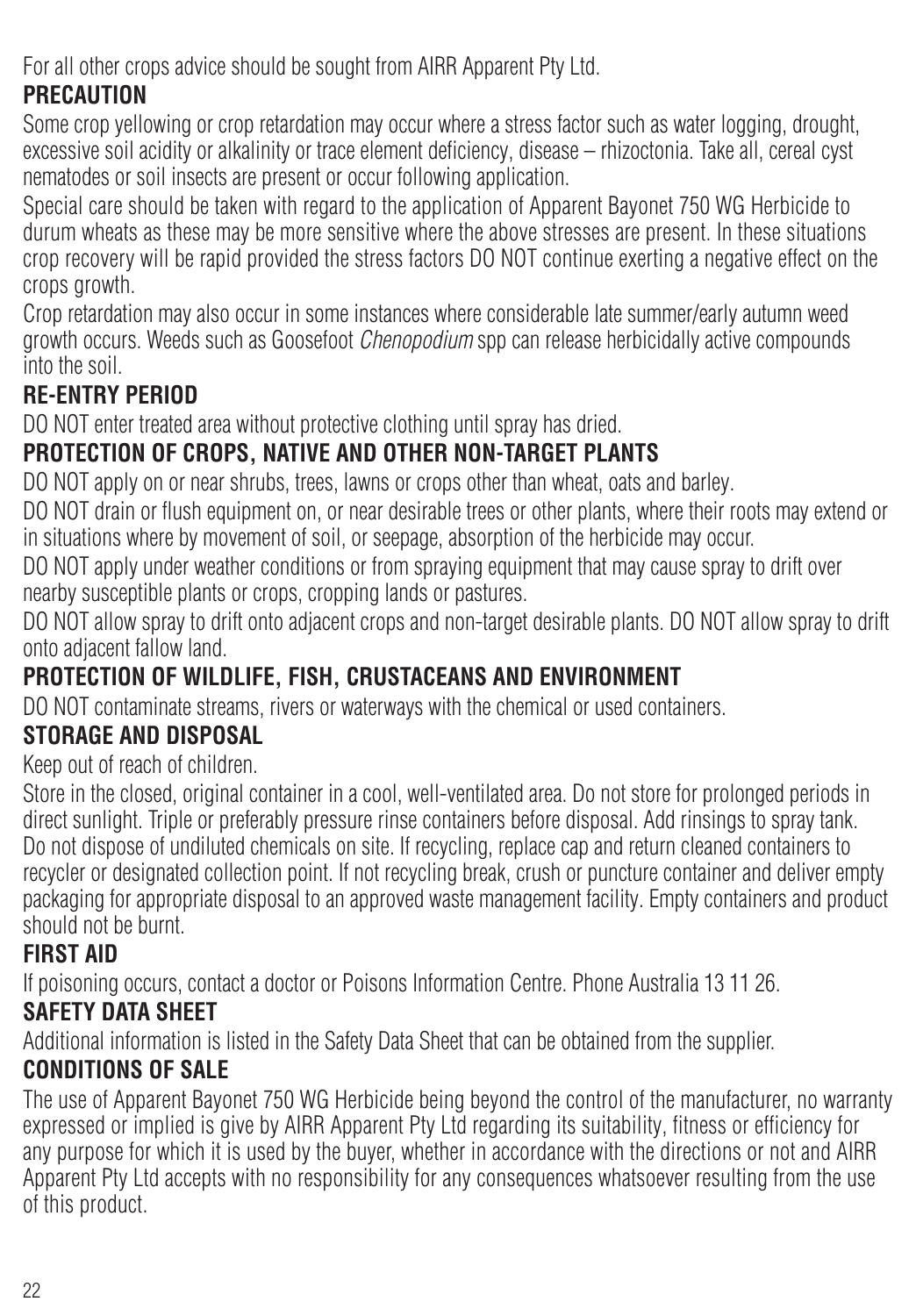For all other crops advice should be sought from AIRR Apparent Pty Ltd.

## PRECAUTION

Some crop yellowing or crop retardation may occur where a stress factor such as water logging, drought, excessive soil acidity or alkalinity or trace element deficiency, disease – rhizoctonia. Take all, cereal cyst nematodes or soil insects are present or occur following application.

Special care should be taken with regard to the application of Apparent Bayonet 750 WG Herbicide to durum wheats as these may be more sensitive where the above stresses are present. In these situations crop recovery will be rapid provided the stress factors DO NOT continue exerting a negative effect on the crops growth.

Crop retardation may also occur in some instances where considerable late summer/early autumn weed growth occurs. Weeds such as Goosefoot *Chenopodium* spp can release herbicidally active compounds into the soil.

## RE-ENTRY PERIOD

DO NOT enter treated area without protective clothing until spray has dried.

## PROTECTION OF CROPS, NATIVE AND OTHER NON-TARGET PLANTS

DO NOT apply on or near shrubs, trees, lawns or crops other than wheat, oats and barley.

DO NOT drain or flush equipment on, or near desirable trees or other plants, where their roots may extend or in situations where by movement of soil, or seepage, absorption of the herbicide may occur.

DO NOT apply under weather conditions or from spraying equipment that may cause spray to drift over nearby susceptible plants or crops, cropping lands or pastures.

DO NOT allow spray to drift onto adjacent crops and non-target desirable plants. DO NOT allow spray to drift onto adjacent fallow land.

## PROTECTION OF WILDLIFE, FISH, CRUSTACEANS AND ENVIRONMENT

DO NOT contaminate streams, rivers or waterways with the chemical or used containers.

## STORAGE AND DISPOSAL

Keep out of reach of children.

Store in the closed, original container in a cool, well-ventilated area. Do not store for prolonged periods in direct sunlight. Triple or preferably pressure rinse containers before disposal. Add rinsings to spray tank. Do not dispose of undiluted chemicals on site. If recycling, replace cap and return cleaned containers to recycler or designated collection point. If not recycling break, crush or puncture container and deliver empty packaging for appropriate disposal to an approved waste management facility. Empty containers and product should not be burnt.

## FIRST AID

If poisoning occurs, contact a doctor or Poisons Information Centre. Phone Australia 13 11 26.

## SAFETY DATA SHEET

Additional information is listed in the Safety Data Sheet that can be obtained from the supplier.

## CONDITIONS OF SALE

The use of Apparent Bayonet 750 WG Herbicide being beyond the control of the manufacturer, no warranty expressed or implied is give by AIRR Apparent Pty Ltd regarding its suitability, fitness or efficiency for any purpose for which it is used by the buyer, whether in accordance with the directions or not and AIRR Apparent Pty Ltd accepts with no responsibility for any consequences whatsoever resulting from the use of this product.